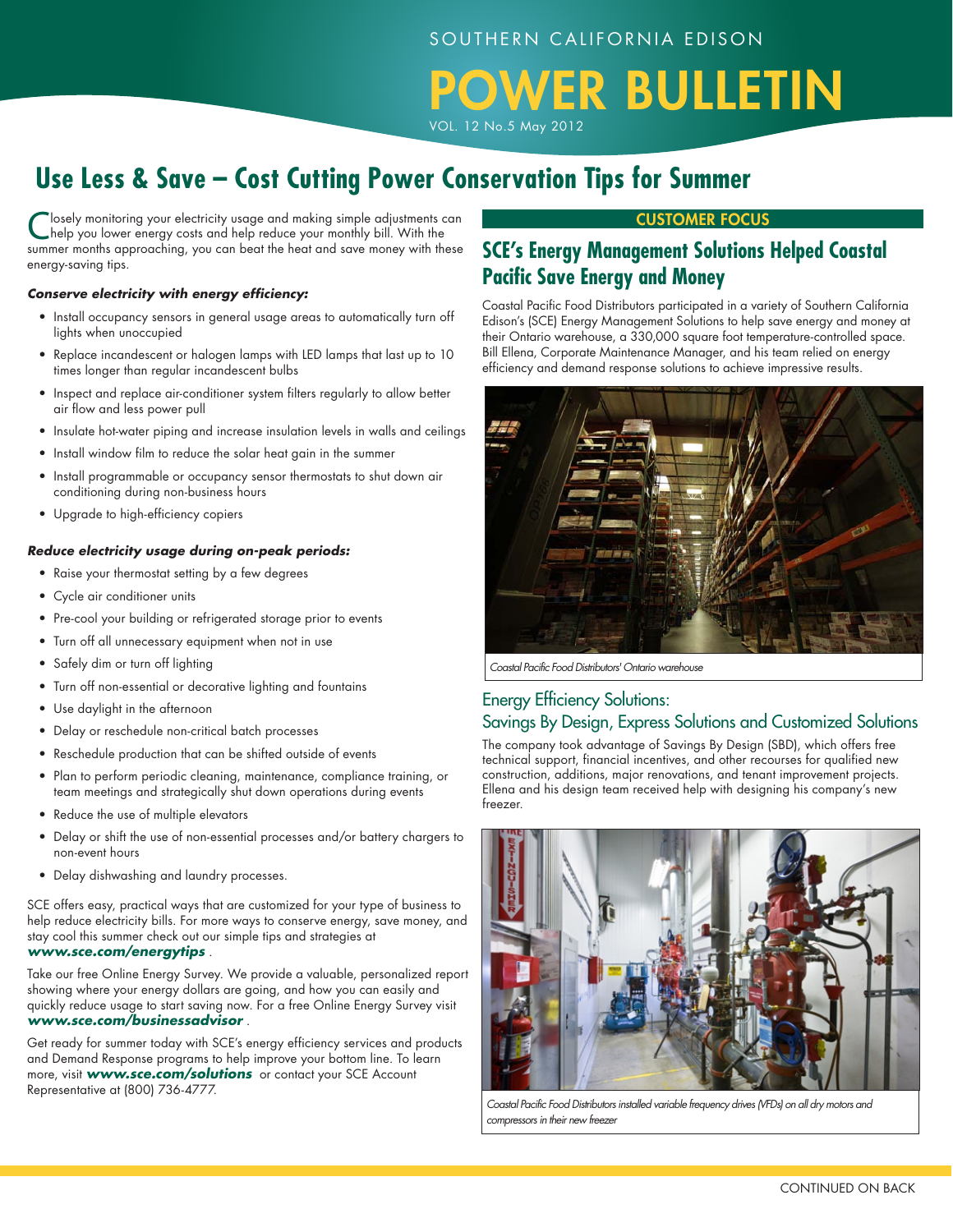SOUTHERN CALIFORNIA EDISON

# POWER BULLETIN

VOL. 12 No.5 May 2012

## Use Less & Save – Cost Cutting Power Conservation Tips for Summer

Closely monitoring your electricity usage and making simple adjustments can help you lower energy costs and help reduce your monthly bill. With the summer months approaching, you can beat the heat and save money with these energy-saving tips.

***Conserve electricity with energy efficiency:***

- Install occupancy sensors in general usage areas to automatically turn off lights when unoccupied
- Replace incandescent or halogen lamps with LED lamps that last up to 10 times longer than regular incandescent bulbs
- Inspect and replace air-conditioner system filters regularly to allow better air flow and less power pull
- Insulate hot-water piping and increase insulation levels in walls and ceilings
- Install window film to reduce the solar heat gain in the summer
- Install programmable or occupancy sensor thermostats to shut down air conditioning during non-business hours
- Upgrade to high-efficiency copiers

***Reduce electricity usage during on-peak periods:***

- Raise your thermostat setting by a few degrees
- Cycle air conditioner units
- Pre-cool your building or refrigerated storage prior to events
- Turn off all unnecessary equipment when not in use
- Safely dim or turn off lighting
- Turn off non-essential or decorative lighting and fountains
- Use daylight in the afternoon
- Delay or reschedule non-critical batch processes
- Reschedule production that can be shifted outside of events
- Plan to perform periodic cleaning, maintenance, compliance training, or team meetings and strategically shut down operations during events
- Reduce the use of multiple elevators
- Delay or shift the use of non-essential processes and/or battery chargers to non-event hours
- Delay dishwashing and laundry processes.

SCE offers easy, practical ways that are customized for your type of business to help reduce electricity bills. For more ways to conserve energy, save money, and stay cool this summer check out our simple tips and strategies at ***www.sce.com/energytips*** .

Take our free Online Energy Survey. We provide a valuable, personalized report showing where your energy dollars are going, and how you can easily and quickly reduce usage to start saving now. For a free Online Energy Survey visit ***www.sce.com/businessadvisor*** .

Get ready for summer today with SCE's energy efficiency services and products and Demand Response programs to help improve your bottom line. To learn more, visit ***www.sce.com/solutions*** or contact your SCE Account Representative at (800) 736-4777.

**CUSTOMER FOCUS**

## SCE's Energy Management Solutions Helped Coastal Pacific Save Energy and Money

Coastal Pacific Food Distributors participated in a variety of Southern California Edison's (SCE) Energy Management Solutions to help save energy and money at their Ontario warehouse, a 330,000 square foot temperature-controlled space. Bill Ellena, Corporate Maintenance Manager, and his team relied on energy efficiency and demand response solutions to achieve impressive results.

*Coastal Pacific Food Distributors' Ontario warehouse*

### Energy Efficiency Solutions: Savings By Design, Express Solutions and Customized Solutions

The company took advantage of Savings By Design (SBD), which offers free technical support, financial incentives, and other recourses for qualified new construction, additions, major renovations, and tenant improvement projects. Ellena and his design team received help with designing his company's new freezer.

*Coastal Pacific Food Distributors installed variable frequency drives (VFDs) on all dry motors and compressors in their new freezer*

CONTINUED ON BACK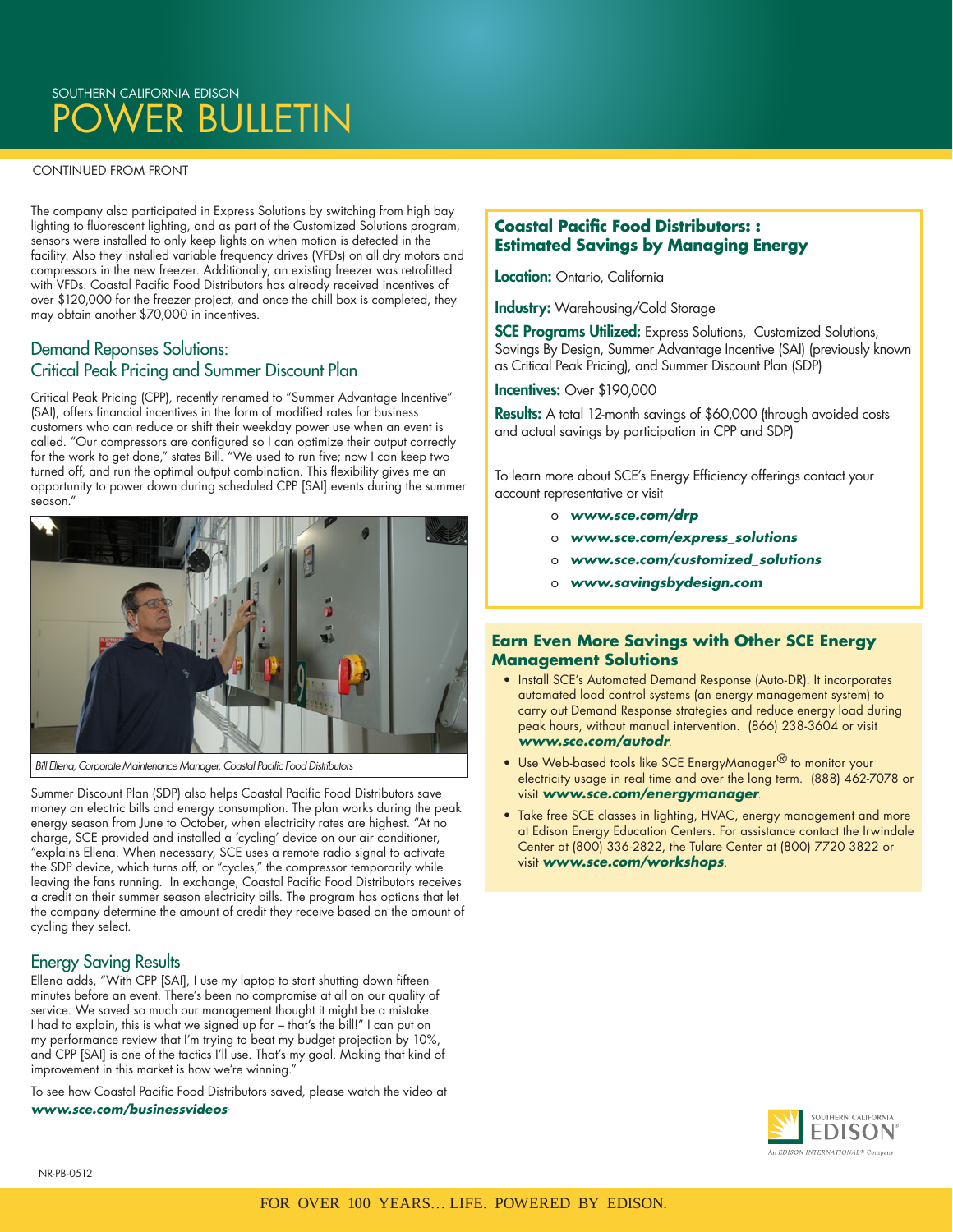SOUTHERN CALIFORNIA EDISON

# POWER BULLETIN

CONTINUED FROM FRONT

The company also participated in Express Solutions by switching from high bay lighting to fluorescent lighting, and as part of the Customized Solutions program, sensors were installed to only keep lights on when motion is detected in the facility. Also they installed variable frequency drives (VFDs) on all dry motors and compressors in the new freezer. Additionally, an existing freezer was retrofitted with VFDs. Coastal Pacific Food Distributors has already received incentives of over $120,000 for the freezer project, and once the chill box is completed, they may obtain another $70,000 in incentives.

## Demand Reponses Solutions: Critical Peak Pricing and Summer Discount Plan

Critical Peak Pricing (CPP), recently renamed to "Summer Advantage Incentive" (SAI), offers financial incentives in the form of modified rates for business customers who can reduce or shift their weekday power use when an event is called. "Our compressors are configured so I can optimize their output correctly for the work to get done," states Bill. "We used to run five; now I can keep two turned off, and run the optimal output combination. This flexibility gives me an opportunity to power down during scheduled CPP [SAI] events during the summer season."

*Bill Ellena, Corporate Maintenance Manager, Coastal Pacific Food Distributors*

Summer Discount Plan (SDP) also helps Coastal Pacific Food Distributors save money on electric bills and energy consumption. The plan works during the peak energy season from June to October, when electricity rates are highest. "At no charge, SCE provided and installed a 'cycling' device on our air conditioner, "explains Ellena. When necessary, SCE uses a remote radio signal to activate the SDP device, which turns off, or "cycles," the compressor temporarily while leaving the fans running. In exchange, Coastal Pacific Food Distributors receives a credit on their summer season electricity bills. The program has options that let the company determine the amount of credit they receive based on the amount of cycling they select.

## Energy Saving Results

Ellena adds, "With CPP [SAI], I use my laptop to start shutting down fifteen minutes before an event. There's been no compromise at all on our quality of service. We saved so much our management thought it might be a mistake. I had to explain, this is what we signed up for – that's the bill!" I can put on my performance review that I'm trying to beat my budget projection by 10%, and CPP [SAI] is one of the tactics I'll use. That's my goal. Making that kind of improvement in this market is how we're winning."

To see how Coastal Pacific Food Distributors saved, please watch the video at ***www.sce.com/businessvideos***.

### Coastal Pacific Food Distributors: : Estimated Savings by Managing Energy

**Location:** Ontario, California

**Industry:** Warehousing/Cold Storage

**SCE Programs Utilized:** Express Solutions, Customized Solutions, Savings By Design, Summer Advantage Incentive (SAI) (previously known as Critical Peak Pricing), and Summer Discount Plan (SDP)

**Incentives:** Over $190,000

**Results:** A total 12-month savings of $60,000 (through avoided costs and actual savings by participation in CPP and SDP)

To learn more about SCE's Energy Efficiency offerings contact your account representative or visit

- ***www.sce.com/drp***
- ***www.sce.com/express_solutions***
- ***www.sce.com/customized_solutions***
- ***www.savingsbydesign.com***

### Earn Even More Savings with Other SCE Energy Management Solutions

- Install SCE's Automated Demand Response (Auto-DR). It incorporates automated load control systems (an energy management system) to carry out Demand Response strategies and reduce energy load during peak hours, without manual intervention. (866) 238-3604 or visit ***www.sce.com/autodr***.
- Use Web-based tools like SCE EnergyManager® to monitor your electricity usage in real time and over the long term. (888) 462-7078 or visit ***www.sce.com/energymanager***.
- Take free SCE classes in lighting, HVAC, energy management and more at Edison Energy Education Centers. For assistance contact the Irwindale Center at (800) 336-2822, the Tulare Center at (800) 7720 3822 or visit ***www.sce.com/workshops***.

SOUTHERN CALIFORNIA EDISON®
An EDISON INTERNATIONAL® Company

NR-PB-0512

FOR OVER 100 YEARS... LIFE. POWERED BY EDISON.